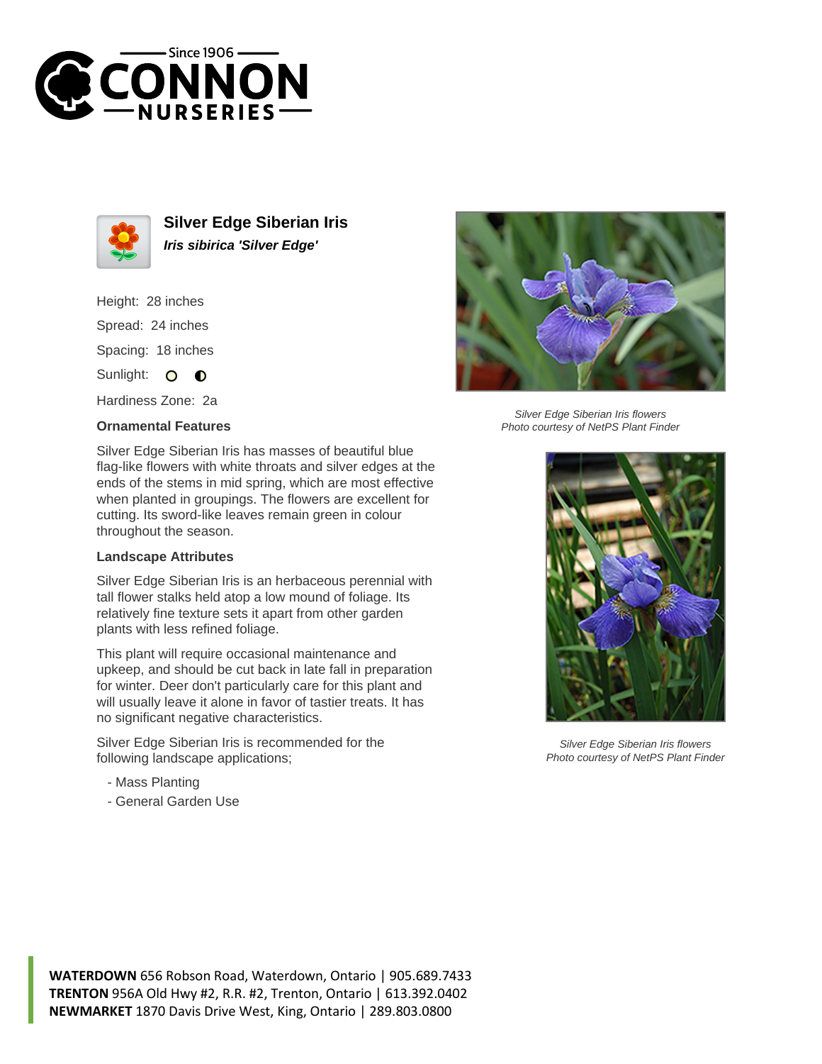Since 1906
CONNON
NURSERIES

# Silver Edge Siberian Iris

***Iris sibirica 'Silver Edge'***

Height: 28 inches

Spread: 24 inches

Spacing: 18 inches

Sunlight: ○ ◐

Hardiness Zone: 2a

### Ornamental Features

Silver Edge Siberian Iris has masses of beautiful blue flag-like flowers with white throats and silver edges at the ends of the stems in mid spring, which are most effective when planted in groupings. The flowers are excellent for cutting. Its sword-like leaves remain green in colour throughout the season.

### Landscape Attributes

Silver Edge Siberian Iris is an herbaceous perennial with tall flower stalks held atop a low mound of foliage. Its relatively fine texture sets it apart from other garden plants with less refined foliage.

This plant will require occasional maintenance and upkeep, and should be cut back in late fall in preparation for winter. Deer don't particularly care for this plant and will usually leave it alone in favor of tastier treats. It has no significant negative characteristics.

Silver Edge Siberian Iris is recommended for the following landscape applications;

- Mass Planting
- General Garden Use

*Silver Edge Siberian Iris flowers*
*Photo courtesy of NetPS Plant Finder*

*Silver Edge Siberian Iris flowers*
*Photo courtesy of NetPS Plant Finder*

**WATERDOWN** 656 Robson Road, Waterdown, Ontario | 905.689.7433
**TRENTON** 956A Old Hwy #2, R.R. #2, Trenton, Ontario | 613.392.0402
**NEWMARKET** 1870 Davis Drive West, King, Ontario | 289.803.0800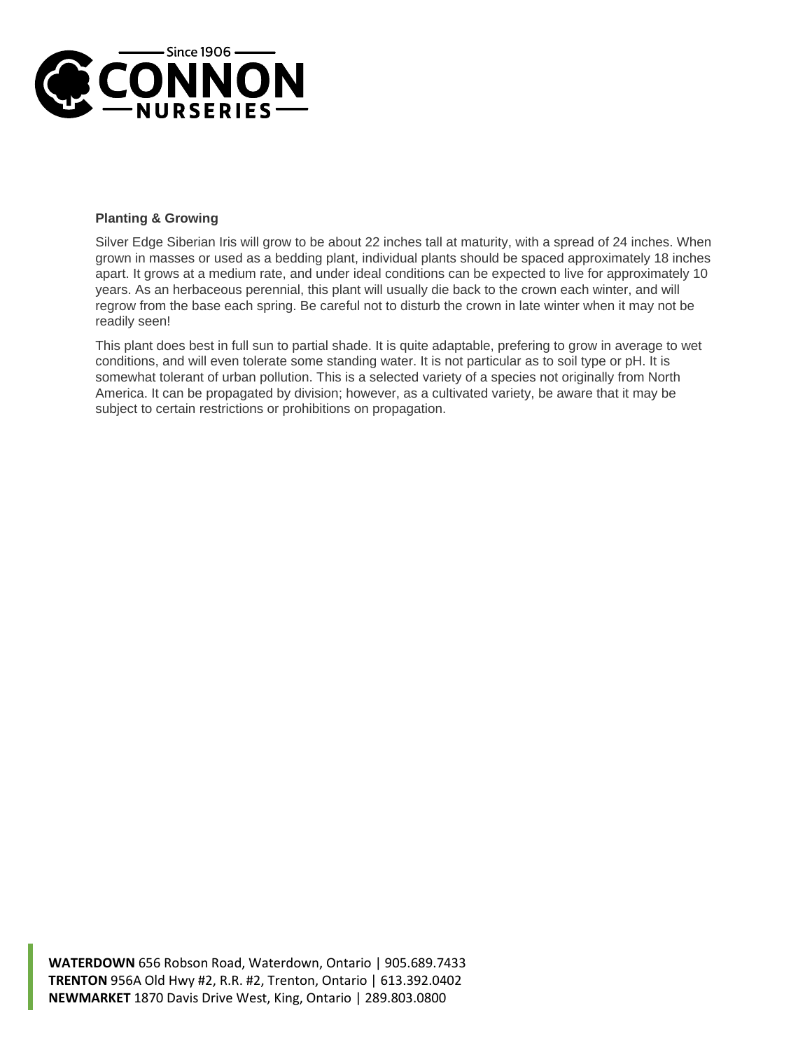### Planting & Growing

Silver Edge Siberian Iris will grow to be about 22 inches tall at maturity, with a spread of 24 inches. When grown in masses or used as a bedding plant, individual plants should be spaced approximately 18 inches apart. It grows at a medium rate, and under ideal conditions can be expected to live for approximately 10 years. As an herbaceous perennial, this plant will usually die back to the crown each winter, and will regrow from the base each spring. Be careful not to disturb the crown in late winter when it may not be readily seen!

This plant does best in full sun to partial shade. It is quite adaptable, prefering to grow in average to wet conditions, and will even tolerate some standing water. It is not particular as to soil type or pH. It is somewhat tolerant of urban pollution. This is a selected variety of a species not originally from North America. It can be propagated by division; however, as a cultivated variety, be aware that it may be subject to certain restrictions or prohibitions on propagation.